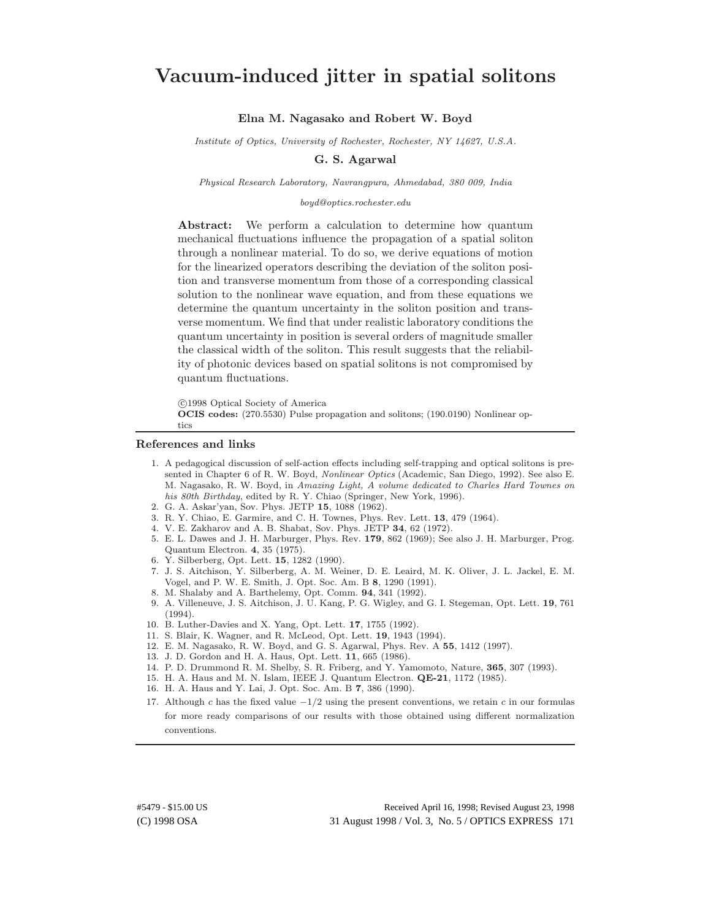# Vacuum-induced jitter in spatial solitons

**Elna M. Nagasako and Robert W. Boyd**

*Institute of Optics, University of Rochester, Rochester, NY 14627, U.S.A.*

**G. S. Agarwal**

*Physical Research Laboratory, Navrangpura, Ahmedabad, 380 009, India*

*boyd@optics.rochester.edu*

**Abstract:** We perform a calculation to determine how quantum mechanical fluctuations influence the propagation of a spatial soliton through a nonlinear material. To do so, we derive equations of motion for the linearized operators describing the deviation of the soliton position and transverse momentum from those of a corresponding classical solution to the nonlinear wave equation, and from these equations we determine the quantum uncertainty in the soliton position and transverse momentum. We find that under realistic laboratory conditions the quantum uncertainty in position is several orders of magnitude smaller the classical width of the soliton. This result suggests that the reliability of photonic devices based on spatial solitons is not compromised by quantum fluctuations.

©1998 Optical Society of America

**OCIS codes:** (270.5530) Pulse propagation and solitons; (190.0190) Nonlinear optics

## References and links

1. A pedagogical discussion of self-action effects including self-trapping and optical solitons is presented in Chapter 6 of R. W. Boyd, *Nonlinear Optics* (Academic, San Diego, 1992). See also E. M. Nagasako, R. W. Boyd, in *Amazing Light, A volume dedicated to Charles Hard Townes on his 80th Birthday*, edited by R. Y. Chiao (Springer, New York, 1996).
2. G. A. Askar'yan, Sov. Phys. JETP **15**, 1088 (1962).
3. R. Y. Chiao, E. Garmire, and C. H. Townes, Phys. Rev. Lett. **13**, 479 (1964).
4. V. E. Zakharov and A. B. Shabat, Sov. Phys. JETP **34**, 62 (1972).
5. E. L. Dawes and J. H. Marburger, Phys. Rev. **179**, 862 (1969); See also J. H. Marburger, Prog. Quantum Electron. **4**, 35 (1975).
6. Y. Silberberg, Opt. Lett. **15**, 1282 (1990).
7. J. S. Aitchison, Y. Silberberg, A. M. Weiner, D. E. Leaird, M. K. Oliver, J. L. Jackel, E. M. Vogel, and P. W. E. Smith, J. Opt. Soc. Am. B **8**, 1290 (1991).
8. M. Shalaby and A. Barthelemy, Opt. Comm. **94**, 341 (1992).
9. A. Villeneuve, J. S. Aitchison, J. U. Kang, P. G. Wigley, and G. I. Stegeman, Opt. Lett. **19**, 761 (1994).
10. B. Luther-Davies and X. Yang, Opt. Lett. **17**, 1755 (1992).
11. S. Blair, K. Wagner, and R. McLeod, Opt. Lett. **19**, 1943 (1994).
12. E. M. Nagasako, R. W. Boyd, and G. S. Agarwal, Phys. Rev. A **55**, 1412 (1997).
13. J. D. Gordon and H. A. Haus, Opt. Lett. **11**, 665 (1986).
14. P. D. Drummond R. M. Shelby, S. R. Friberg, and Y. Yamomoto, Nature, **365**, 307 (1993).
15. H. A. Haus and M. N. Islam, IEEE J. Quantum Electron. **QE-21**, 1172 (1985).
16. H. A. Haus and Y. Lai, J. Opt. Soc. Am. B **7**, 386 (1990).
17. Although $c$ has the fixed value $-1/2$ using the present conventions, we retain $c$ in our formulas for more ready comparisons of our results with those obtained using different normalization conventions.

#5479 - $15.00 US (C) 1998 OSA

Received April 16, 1998; Revised August 23, 1998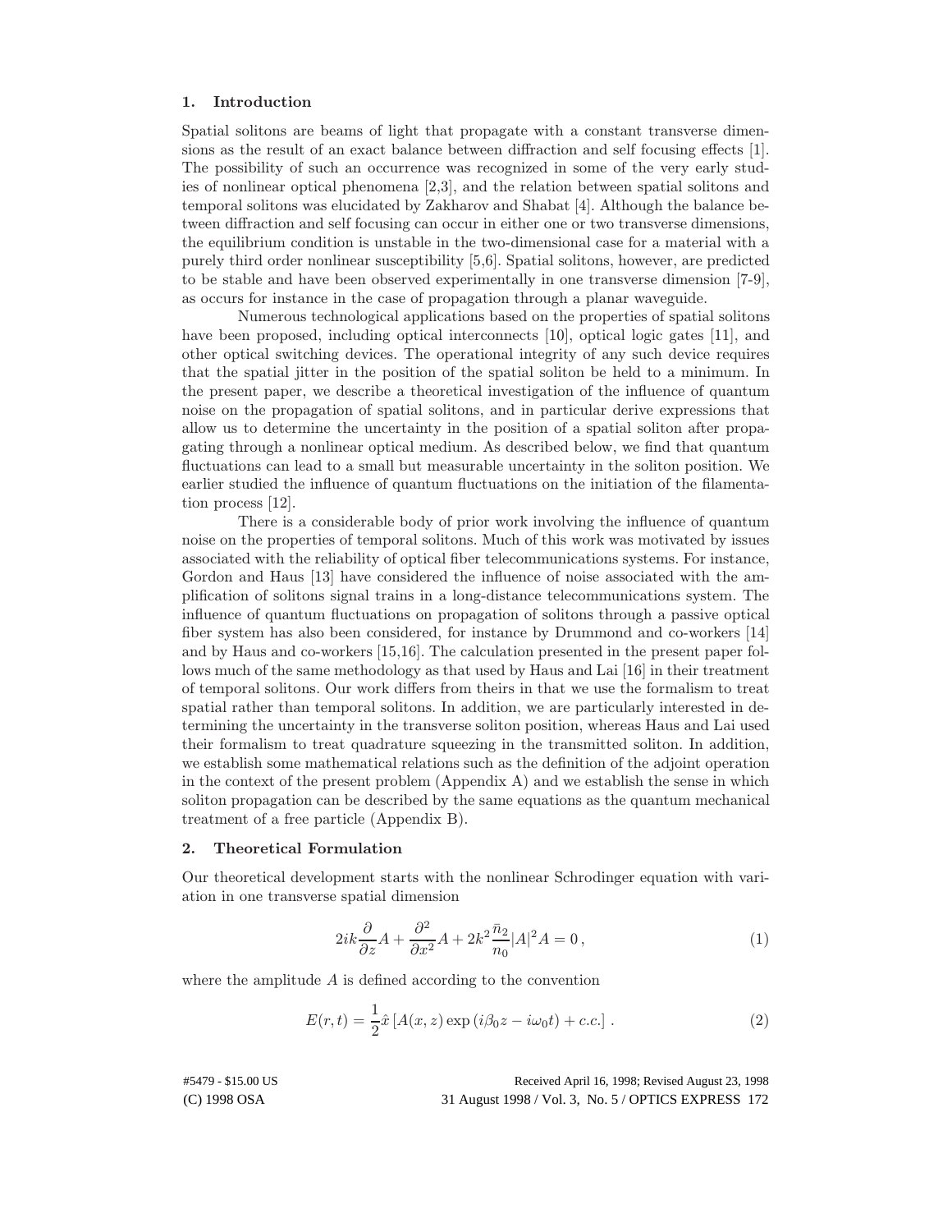## 1. Introduction

Spatial solitons are beams of light that propagate with a constant transverse dimensions as the result of an exact balance between diffraction and self focusing effects [1]. The possibility of such an occurrence was recognized in some of the very early studies of nonlinear optical phenomena [2,3], and the relation between spatial solitons and temporal solitons was elucidated by Zakharov and Shabat [4]. Although the balance between diffraction and self focusing can occur in either one or two transverse dimensions, the equilibrium condition is unstable in the two-dimensional case for a material with a purely third order nonlinear susceptibility [5,6]. Spatial solitons, however, are predicted to be stable and have been observed experimentally in one transverse dimension [7-9], as occurs for instance in the case of propagation through a planar waveguide.

Numerous technological applications based on the properties of spatial solitons have been proposed, including optical interconnects [10], optical logic gates [11], and other optical switching devices. The operational integrity of any such device requires that the spatial jitter in the position of the spatial soliton be held to a minimum. In the present paper, we describe a theoretical investigation of the influence of quantum noise on the propagation of spatial solitons, and in particular derive expressions that allow us to determine the uncertainty in the position of a spatial soliton after propagating through a nonlinear optical medium. As described below, we find that quantum fluctuations can lead to a small but measurable uncertainty in the soliton position. We earlier studied the influence of quantum fluctuations on the initiation of the filamentation process [12].

There is a considerable body of prior work involving the influence of quantum noise on the properties of temporal solitons. Much of this work was motivated by issues associated with the reliability of optical fiber telecommunications systems. For instance, Gordon and Haus [13] have considered the influence of noise associated with the amplification of solitons signal trains in a long-distance telecommunications system. The influence of quantum fluctuations on propagation of solitons through a passive optical fiber system has also been considered, for instance by Drummond and co-workers [14] and by Haus and co-workers [15,16]. The calculation presented in the present paper follows much of the same methodology as that used by Haus and Lai [16] in their treatment of temporal solitons. Our work differs from theirs in that we use the formalism to treat spatial rather than temporal solitons. In addition, we are particularly interested in determining the uncertainty in the transverse soliton position, whereas Haus and Lai used their formalism to treat quadrature squeezing in the transmitted soliton. In addition, we establish some mathematical relations such as the definition of the adjoint operation in the context of the present problem (Appendix A) and we establish the sense in which soliton propagation can be described by the same equations as the quantum mechanical treatment of a free particle (Appendix B).

## 2. Theoretical Formulation

Our theoretical development starts with the nonlinear Schrodinger equation with variation in one transverse spatial dimension

$$2ik\frac{\partial}{\partial z}A + \frac{\partial^2}{\partial x^2}A + 2k^2\frac{\bar{n}_2}{n_0}|A|^2 A = 0\,, \tag{1}$$

where the amplitude $A$ is defined according to the convention

$$E(r,t) = \frac{1}{2}\hat{x}\left[A(x,z)\exp\left(i\beta_0 z - i\omega_0 t\right) + c.c.\right]\,. \tag{2}$$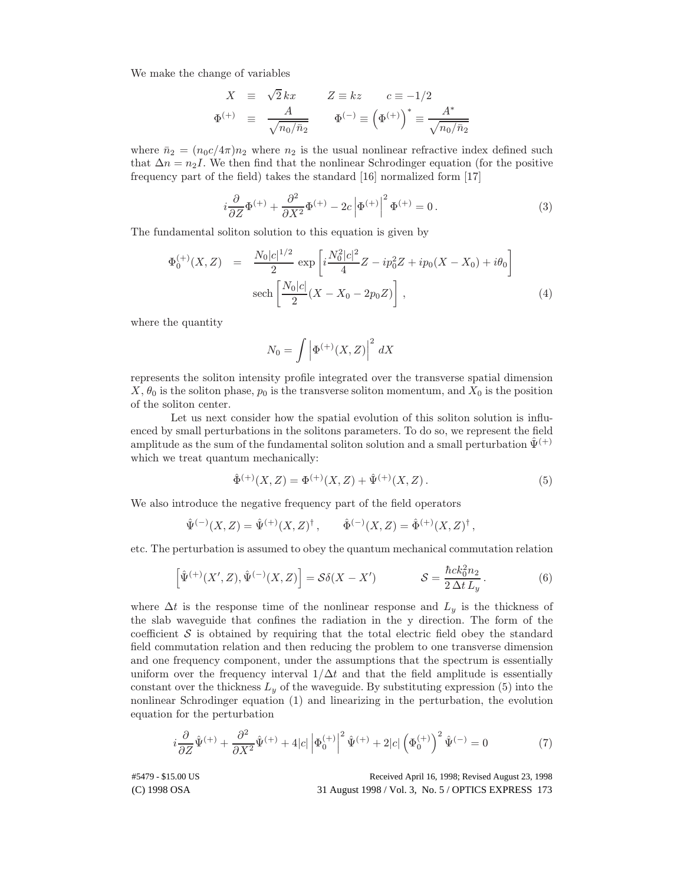We make the change of variables

$$
\begin{aligned}
X &\equiv \sqrt{2}\,kx \qquad Z \equiv kz \qquad c \equiv -1/2 \\
\Phi^{(+)} &\equiv \frac{A}{\sqrt{n_0/\bar{n}_2}} \qquad \Phi^{(-)} \equiv \left(\Phi^{(+)}\right)^* \equiv \frac{A^*}{\sqrt{n_0/\bar{n}_2}}
\end{aligned}
$$

where $\bar{n}_2 = (n_0 c/4\pi)n_2$ where $n_2$ is the usual nonlinear refractive index defined such that $\Delta n = n_2 I$. We then find that the nonlinear Schrodinger equation (for the positive frequency part of the field) takes the standard [16] normalized form [17]

$$
i\frac{\partial}{\partial Z}\Phi^{(+)} + \frac{\partial^2}{\partial X^2}\Phi^{(+)} - 2c\left|\Phi^{(+)}\right|^2 \Phi^{(+)} = 0\,. \tag{3}
$$

The fundamental soliton solution to this equation is given by

$$
\begin{aligned}
\Phi_0^{(+)}(X,Z) &= \frac{N_0|c|^{1/2}}{2}\,\exp\left[i\frac{N_0^2|c|^2}{4}Z - ip_0^2 Z + ip_0(X - X_0) + i\theta_0\right] \\
&\qquad \operatorname{sech}\left[\frac{N_0|c|}{2}(X - X_0 - 2p_0 Z)\right]\,,
\end{aligned} \tag{4}
$$

where the quantity

$$
N_0 = \int \left|\Phi^{(+)}(X,Z)\right|^2 dX
$$

represents the soliton intensity profile integrated over the transverse spatial dimension $X$, $\theta_0$ is the soliton phase, $p_0$ is the transverse soliton momentum, and $X_0$ is the position of the soliton center.

Let us next consider how the spatial evolution of this soliton solution is influenced by small perturbations in the solitons parameters. To do so, we represent the field amplitude as the sum of the fundamental soliton solution and a small perturbation $\hat{\Psi}^{(+)}$ which we treat quantum mechanically:

$$
\hat{\Phi}^{(+)}(X,Z) = \Phi^{(+)}(X,Z) + \hat{\Psi}^{(+)}(X,Z)\,. \tag{5}
$$

We also introduce the negative frequency part of the field operators

$$
\hat{\Psi}^{(-)}(X,Z) = \hat{\Psi}^{(+)}(X,Z)^\dagger\,, \qquad \hat{\Phi}^{(-)}(X,Z) = \hat{\Phi}^{(+)}(X,Z)^\dagger\,,
$$

etc. The perturbation is assumed to obey the quantum mechanical commutation relation

$$
\left[\hat{\Psi}^{(+)}(X',Z), \hat{\Psi}^{(-)}(X,Z)\right] = \mathcal{S}\delta(X - X') \qquad \mathcal{S} = \frac{\hbar c k_0^2 n_2}{2\,\Delta t\, L_y}\,. \tag{6}
$$

where $\Delta t$ is the response time of the nonlinear response and $L_y$ is the thickness of the slab waveguide that confines the radiation in the y direction. The form of the coefficient $\mathcal{S}$ is obtained by requiring that the total electric field obey the standard field commutation relation and then reducing the problem to one transverse dimension and one frequency component, under the assumptions that the spectrum is essentially uniform over the frequency interval $1/\Delta t$ and that the field amplitude is essentially constant over the thickness $L_y$ of the waveguide. By substituting expression (5) into the nonlinear Schrodinger equation (1) and linearizing in the perturbation, the evolution equation for the perturbation

$$
i\frac{\partial}{\partial Z}\hat{\Psi}^{(+)} + \frac{\partial^2}{\partial X^2}\hat{\Psi}^{(+)} + 4|c|\left|\Phi_0^{(+)}\right|^2 \hat{\Psi}^{(+)} + 2|c|\left(\Phi_0^{(+)}\right)^2 \hat{\Psi}^{(-)} = 0 \tag{7}
$$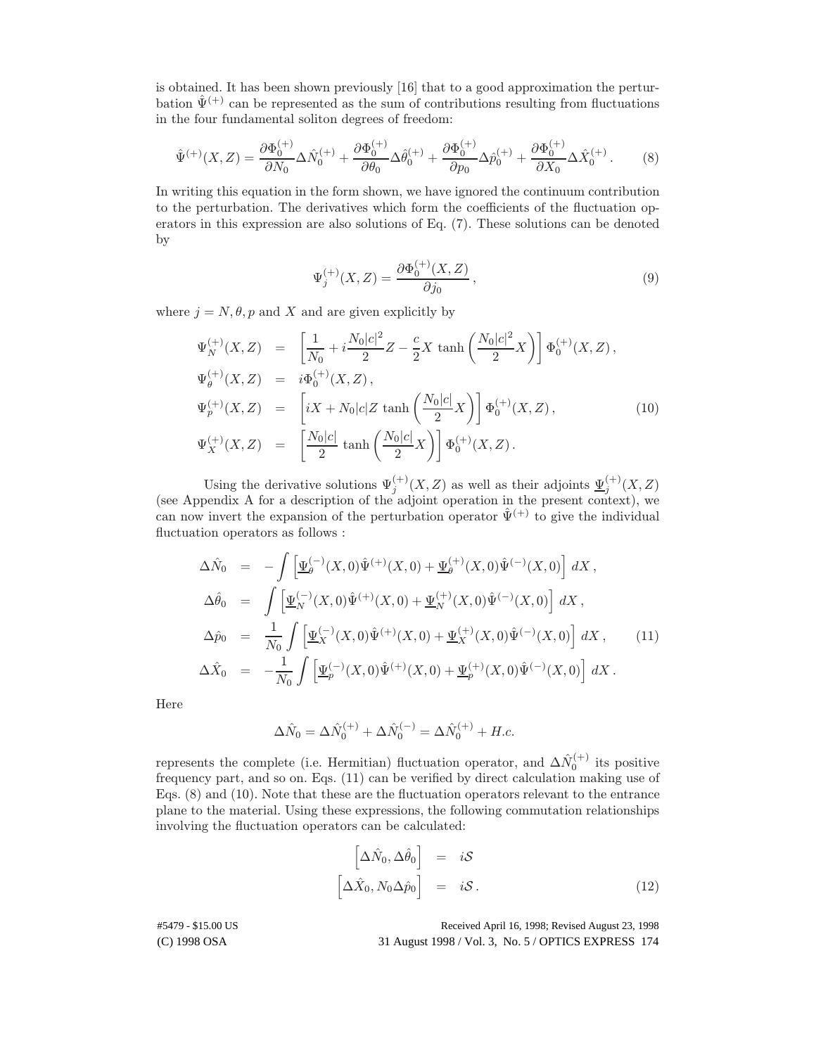is obtained. It has been shown previously [16] that to a good approximation the perturbation $\hat{\Psi}^{(+)}$ can be represented as the sum of contributions resulting from fluctuations in the four fundamental soliton degrees of freedom:

$$\hat{\Psi}^{(+)}(X,Z) = \frac{\partial \Phi_0^{(+)}}{\partial N_0}\Delta \hat{N}_0^{(+)} + \frac{\partial \Phi_0^{(+)}}{\partial \theta_0}\Delta \hat{\theta}_0^{(+)} + \frac{\partial \Phi_0^{(+)}}{\partial p_0}\Delta \hat{p}_0^{(+)} + \frac{\partial \Phi_0^{(+)}}{\partial X_0}\Delta \hat{X}_0^{(+)} . \qquad (8)$$

In writing this equation in the form shown, we have ignored the continuum contribution to the perturbation. The derivatives which form the coefficients of the fluctuation operators in this expression are also solutions of Eq. (7). These solutions can be denoted by

$$\Psi_j^{(+)}(X,Z) = \frac{\partial \Phi_0^{(+)}(X,Z)}{\partial j_0} , \qquad (9)$$

where $j = N, \theta, p$ and $X$ and are given explicitly by

$$\begin{aligned}
\Psi_N^{(+)}(X,Z) &= \left[\frac{1}{N_0} + i\frac{N_0|c|^2}{2}Z - \frac{c}{2}X\,\tanh\left(\frac{N_0|c|^2}{2}X\right)\right]\Phi_0^{(+)}(X,Z) , \\
\Psi_\theta^{(+)}(X,Z) &= i\Phi_0^{(+)}(X,Z) , \\
\Psi_p^{(+)}(X,Z) &= \left[iX + N_0|c|Z\,\tanh\left(\frac{N_0|c|}{2}X\right)\right]\Phi_0^{(+)}(X,Z) , \\
\Psi_X^{(+)}(X,Z) &= \left[\frac{N_0|c|}{2}\,\tanh\left(\frac{N_0|c|}{2}X\right)\right]\Phi_0^{(+)}(X,Z) .
\end{aligned} \qquad (10)$$

Using the derivative solutions $\Psi_j^{(+)}(X,Z)$ as well as their adjoints $\underline{\Psi}_j^{(+)}(X,Z)$ (see Appendix A for a description of the adjoint operation in the present context), we can now invert the expansion of the perturbation operator $\hat{\Psi}^{(+)}$ to give the individual fluctuation operators as follows :

$$\begin{aligned}
\Delta\hat{N}_0 &= -\int\left[\underline{\Psi}_\theta^{(-)}(X,0)\hat{\Psi}^{(+)}(X,0) + \underline{\Psi}_\theta^{(+)}(X,0)\hat{\Psi}^{(-)}(X,0)\right]dX , \\
\Delta\hat{\theta}_0 &= \int\left[\underline{\Psi}_N^{(-)}(X,0)\hat{\Psi}^{(+)}(X,0) + \underline{\Psi}_N^{(+)}(X,0)\hat{\Psi}^{(-)}(X,0)\right]dX , \\
\Delta\hat{p}_0 &= \frac{1}{N_0}\int\left[\underline{\Psi}_X^{(-)}(X,0)\hat{\Psi}^{(+)}(X,0) + \underline{\Psi}_X^{(+)}(X,0)\hat{\Psi}^{(-)}(X,0)\right]dX , \\
\Delta\hat{X}_0 &= -\frac{1}{N_0}\int\left[\underline{\Psi}_p^{(-)}(X,0)\hat{\Psi}^{(+)}(X,0) + \underline{\Psi}_p^{(+)}(X,0)\hat{\Psi}^{(-)}(X,0)\right]dX .
\end{aligned} \qquad (11)$$

Here

$$\Delta\hat{N}_0 = \Delta\hat{N}_0^{(+)} + \Delta\hat{N}_0^{(-)} = \Delta\hat{N}_0^{(+)} + H.c.$$

represents the complete (i.e. Hermitian) fluctuation operator, and $\Delta\hat{N}_0^{(+)}$ its positive frequency part, and so on. Eqs. (11) can be verified by direct calculation making use of Eqs. (8) and (10). Note that these are the fluctuation operators relevant to the entrance plane to the material. Using these expressions, the following commutation relationships involving the fluctuation operators can be calculated:

$$\begin{aligned}
\left[\Delta\hat{N}_0, \Delta\hat{\theta}_0\right] &= i\mathcal{S} \\
\left[\Delta\hat{X}_0, N_0\Delta\hat{p}_0\right] &= i\mathcal{S} .
\end{aligned} \qquad (12)$$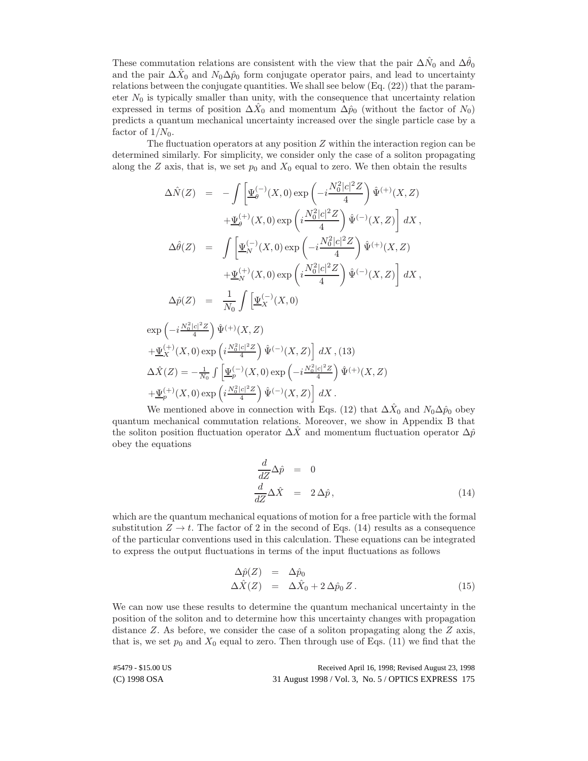These commutation relations are consistent with the view that the pair $\Delta\hat{N}_0$ and $\Delta\hat{\theta}_0$ and the pair $\Delta\hat{X}_0$ and $N_0\Delta\hat{p}_0$ form conjugate operator pairs, and lead to uncertainty relations between the conjugate quantities. We shall see below (Eq. (22)) that the parameter $N_0$ is typically smaller than unity, with the consequence that uncertainty relation expressed in terms of position $\Delta\hat{X}_0$ and momentum $\Delta\hat{p}_0$ (without the factor of $N_0$) predicts a quantum mechanical uncertainty increased over the single particle case by a factor of $1/N_0$.

The fluctuation operators at any position $Z$ within the interaction region can be determined similarly. For simplicity, we consider only the case of a soliton propagating along the $Z$ axis, that is, we set $p_0$ and $X_0$ equal to zero. We then obtain the results

$$
\begin{aligned}
\Delta\hat{N}(Z) &= -\int \left[ \underline{\Psi}_\theta^{(-)}(X,0) \exp\left(-i\frac{N_0^2|c|^2 Z}{4}\right) \hat{\Psi}^{(+)}(X,Z) \right. \\
&\qquad \left. + \underline{\Psi}_\theta^{(+)}(X,0) \exp\left(i\frac{N_0^2|c|^2 Z}{4}\right) \hat{\Psi}^{(-)}(X,Z) \right] dX \,, \\
\Delta\hat{\theta}(Z) &= \int \left[ \underline{\Psi}_N^{(-)}(X,0) \exp\left(-i\frac{N_0^2|c|^2 Z}{4}\right) \hat{\Psi}^{(+)}(X,Z) \right. \\
&\qquad \left. + \underline{\Psi}_N^{(+)}(X,0) \exp\left(i\frac{N_0^2|c|^2 Z}{4}\right) \hat{\Psi}^{(-)}(X,Z) \right] dX \,, \\
\Delta\hat{p}(Z) &= \frac{1}{N_0} \int \left[ \underline{\Psi}_X^{(-)}(X,0) \exp\left(-i\frac{N_0^2|c|^2 Z}{4}\right) \hat{\Psi}^{(+)}(X,Z) \right. \\
&\qquad \left. + \underline{\Psi}_X^{(+)}(X,0) \exp\left(i\frac{N_0^2|c|^2 Z}{4}\right) \hat{\Psi}^{(-)}(X,Z) \right] dX \,, \qquad (13) \\
\Delta\hat{X}(Z) &= -\frac{1}{N_0} \int \left[ \underline{\Psi}_p^{(-)}(X,0) \exp\left(-i\frac{N_0^2|c|^2 Z}{4}\right) \hat{\Psi}^{(+)}(X,Z) \right. \\
&\qquad \left. + \underline{\Psi}_p^{(+)}(X,0) \exp\left(i\frac{N_0^2|c|^2 Z}{4}\right) \hat{\Psi}^{(-)}(X,Z) \right] dX \,.
\end{aligned}
$$

We mentioned above in connection with Eqs. (12) that $\Delta\hat{X}_0$ and $N_0\Delta\hat{p}_0$ obey quantum mechanical commutation relations. Moreover, we show in Appendix B that the soliton position fluctuation operator $\Delta\hat{X}$ and momentum fluctuation operator $\Delta\hat{p}$ obey the equations

$$
\begin{aligned}
\frac{d}{dZ}\Delta\hat{p} &= 0 \\
\frac{d}{dZ}\Delta\hat{X} &= 2\,\Delta\hat{p}\,,
\end{aligned}
\qquad (14)
$$

which are the quantum mechanical equations of motion for a free particle with the formal substitution $Z \to t$. The factor of 2 in the second of Eqs. (14) results as a consequence of the particular conventions used in this calculation. These equations can be integrated to express the output fluctuations in terms of the input fluctuations as follows

$$
\begin{aligned}
\Delta\hat{p}(Z) &= \Delta\hat{p}_0 \\
\Delta\hat{X}(Z) &= \Delta\hat{X}_0 + 2\,\Delta\hat{p}_0\,Z\,.
\end{aligned}
\qquad (15)
$$

We can now use these results to determine the quantum mechanical uncertainty in the position of the soliton and to determine how this uncertainty changes with propagation distance $Z$. As before, we consider the case of a soliton propagating along the $Z$ axis, that is, we set $p_0$ and $X_0$ equal to zero. Then through use of Eqs. (11) we find that the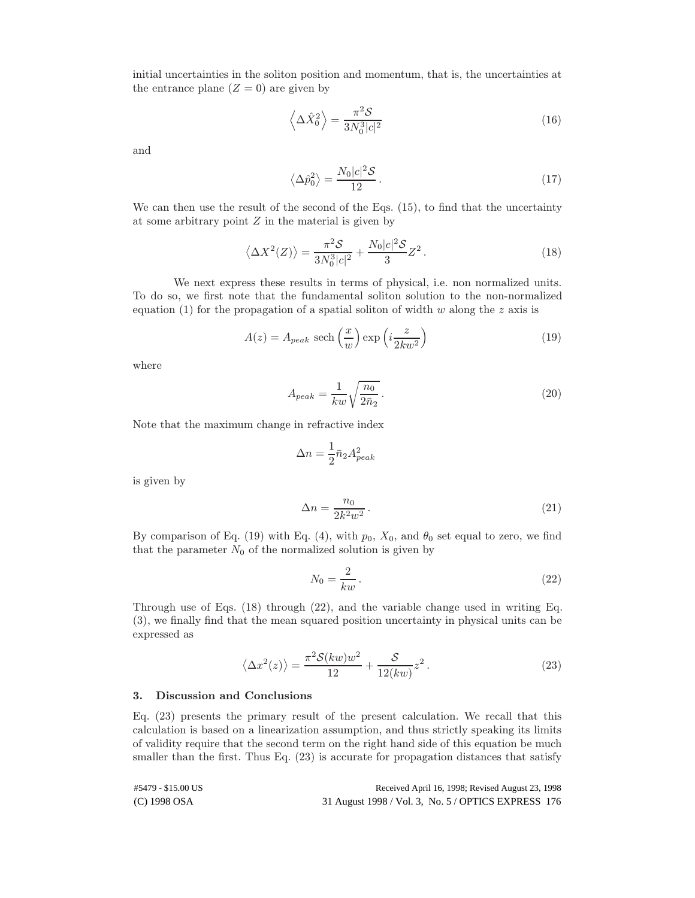initial uncertainties in the soliton position and momentum, that is, the uncertainties at the entrance plane ($Z = 0$) are given by

$$\left\langle \Delta \hat{X}_0^2 \right\rangle = \frac{\pi^2 \mathcal{S}}{3N_0^3 |c|^2} \tag{16}$$

and

$$\left\langle \Delta \hat{p}_0^2 \right\rangle = \frac{N_0 |c|^2 \mathcal{S}}{12}\,. \tag{17}$$

We can then use the result of the second of the Eqs. (15), to find that the uncertainty at some arbitrary point $Z$ in the material is given by

$$\left\langle \Delta X^2(Z) \right\rangle = \frac{\pi^2 \mathcal{S}}{3N_0^3 |c|^2} + \frac{N_0 |c|^2 \mathcal{S}}{3} Z^2\,. \tag{18}$$

We next express these results in terms of physical, i.e. non normalized units. To do so, we first note that the fundamental soliton solution to the non-normalized equation (1) for the propagation of a spatial soliton of width $w$ along the $z$ axis is

$$A(z) = A_{peak}\ \mathrm{sech}\left(\frac{x}{w}\right) \exp\left(i \frac{z}{2kw^2}\right) \tag{19}$$

where

$$A_{peak} = \frac{1}{kw} \sqrt{\frac{n_0}{2\bar{n}_2}}\,. \tag{20}$$

Note that the maximum change in refractive index

$$\Delta n = \frac{1}{2} \bar{n}_2 A_{peak}^2$$

is given by

$$\Delta n = \frac{n_0}{2k^2 w^2}\,. \tag{21}$$

By comparison of Eq. (19) with Eq. (4), with $p_0$, $X_0$, and $\theta_0$ set equal to zero, we find that the parameter $N_0$ of the normalized solution is given by

$$N_0 = \frac{2}{kw}\,. \tag{22}$$

Through use of Eqs. (18) through (22), and the variable change used in writing Eq. (3), we finally find that the mean squared position uncertainty in physical units can be expressed as

$$\left\langle \Delta x^2(z) \right\rangle = \frac{\pi^2 \mathcal{S} (kw) w^2}{12} + \frac{\mathcal{S}}{12(kw)} z^2\,. \tag{23}$$

### 3. Discussion and Conclusions

Eq. (23) presents the primary result of the present calculation. We recall that this calculation is based on a linearization assumption, and thus strictly speaking its limits of validity require that the second term on the right hand side of this equation be much smaller than the first. Thus Eq. (23) is accurate for propagation distances that satisfy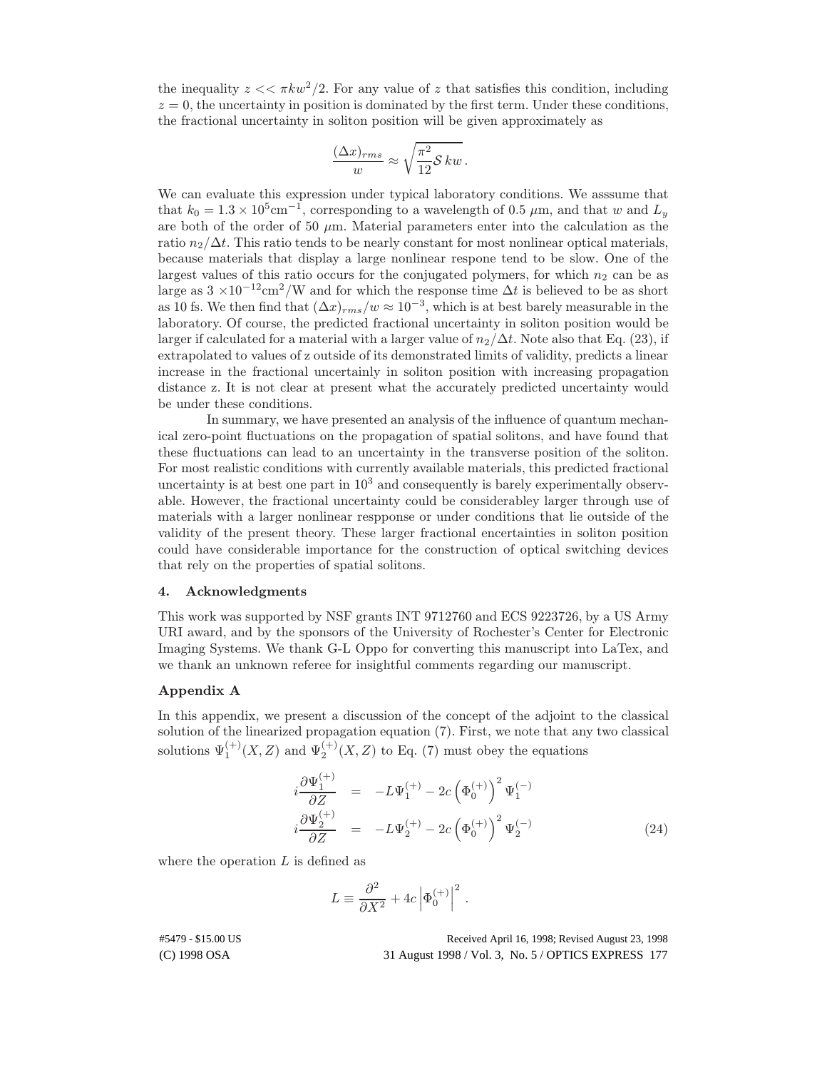the inequality $z << \pi k w^2/2$. For any value of $z$ that satisfies this condition, including $z = 0$, the uncertainty in position is dominated by the first term. Under these conditions, the fractional uncertainty in soliton position will be given approximately as

$$\frac{(\Delta x)_{rms}}{w} \approx \sqrt{\frac{\pi^2}{12}\mathcal{S}\,kw}\,.$$

We can evaluate this expression under typical laboratory conditions. We asssume that that $k_0 = 1.3 \times 10^5 \text{cm}^{-1}$, corresponding to a wavelength of 0.5 $\mu$m, and that $w$ and $L_y$ are both of the order of 50 $\mu$m. Material parameters enter into the calculation as the ratio $n_2/\Delta t$. This ratio tends to be nearly constant for most nonlinear optical materials, because materials that display a large nonlinear respone tend to be slow. One of the largest values of this ratio occurs for the conjugated polymers, for which $n_2$ can be as large as $3 \times 10^{-12}\text{cm}^2/\text{W}$ and for which the response time $\Delta t$ is believed to be as short as 10 fs. We then find that $(\Delta x)_{rms}/w \approx 10^{-3}$, which is at best barely measurable in the laboratory. Of course, the predicted fractional uncertainty in soliton position would be larger if calculated for a material with a larger value of $n_2/\Delta t$. Note also that Eq. (23), if extrapolated to values of z outside of its demonstrated limits of validity, predicts a linear increase in the fractional uncertainly in soliton position with increasing propagation distance z. It is not clear at present what the accurately predicted uncertainty would be under these conditions.

In summary, we have presented an analysis of the influence of quantum mechanical zero-point fluctuations on the propagation of spatial solitons, and have found that these fluctuations can lead to an uncertainty in the transverse position of the soliton. For most realistic conditions with currently available materials, this predicted fractional uncertainty is at best one part in $10^3$ and consequently is barely experimentally observable. However, the fractional uncertainty could be considerabley larger through use of materials with a larger nonlinear respponse or under conditions that lie outside of the validity of the present theory. These larger fractional encertainties in soliton position could have considerable importance for the construction of optical switching devices that rely on the properties of spatial solitons.

## 4. Acknowledgments

This work was supported by NSF grants INT 9712760 and ECS 9223726, by a US Army URI award, and by the sponsors of the University of Rochester's Center for Electronic Imaging Systems. We thank G-L Oppo for converting this manuscript into LaTex, and we thank an unknown referee for insightful comments regarding our manuscript.

## Appendix A

In this appendix, we present a discussion of the concept of the adjoint to the classical solution of the linearized propagation equation (7). First, we note that any two classical solutions $\Psi_1^{(+)}(X,Z)$ and $\Psi_2^{(+)}(X,Z)$ to Eq. (7) must obey the equations

$$\begin{aligned} i\frac{\partial \Psi_1^{(+)}}{\partial Z} &= -L\Psi_1^{(+)} - 2c\left(\Phi_0^{(+)}\right)^2 \Psi_1^{(-)} \\ i\frac{\partial \Psi_2^{(+)}}{\partial Z} &= -L\Psi_2^{(+)} - 2c\left(\Phi_0^{(+)}\right)^2 \Psi_2^{(-)} \end{aligned} \tag{24}$$

where the operation $L$ is defined as

$$L \equiv \frac{\partial^2}{\partial X^2} + 4c\left|\Phi_0^{(+)}\right|^2\,.$$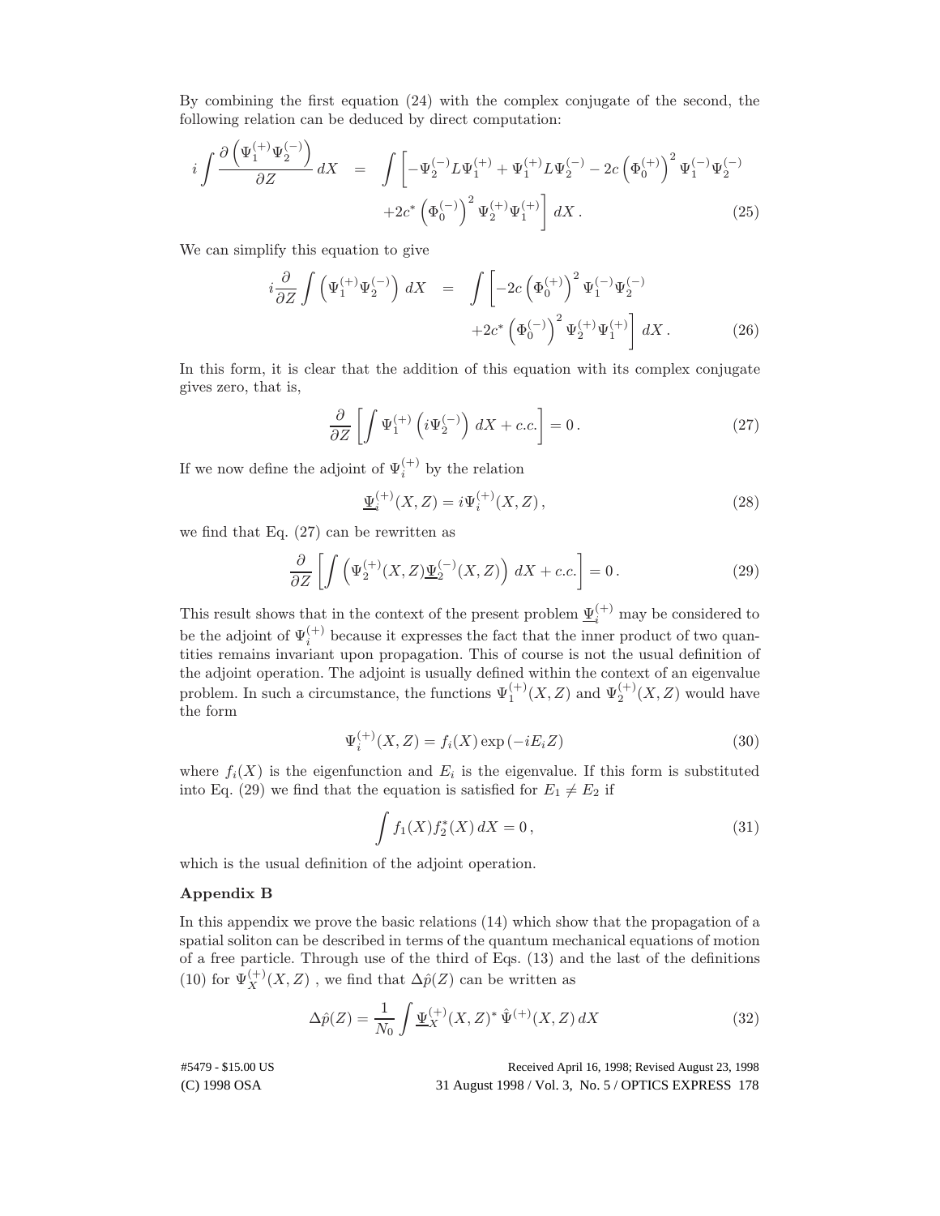By combining the first equation (24) with the complex conjugate of the second, the following relation can be deduced by direct computation:

$$
\begin{aligned}
i\int \frac{\partial\left(\Psi_1^{(+)}\Psi_2^{(-)}\right)}{\partial Z}\,dX \quad &= \quad \int\left[-\Psi_2^{(-)}L\Psi_1^{(+)}+\Psi_1^{(+)}L\Psi_2^{(-)}-2c\left(\Phi_0^{(+)}\right)^2\Psi_1^{(-)}\Psi_2^{(-)}\right. \\
&\qquad \left. +2c^*\left(\Phi_0^{(-)}\right)^2\Psi_2^{(+)}\Psi_1^{(+)}\right]dX\,. \qquad (25)
\end{aligned}
$$

We can simplify this equation to give

$$
\begin{aligned}
i\frac{\partial}{\partial Z}\int\left(\Psi_1^{(+)}\Psi_2^{(-)}\right)\,dX \quad &= \quad \int\left[-2c\left(\Phi_0^{(+)}\right)^2\Psi_1^{(-)}\Psi_2^{(-)}\right. \\
&\qquad \left. +2c^*\left(\Phi_0^{(-)}\right)^2\Psi_2^{(+)}\Psi_1^{(+)}\right]dX\,. \qquad (26)
\end{aligned}
$$

In this form, it is clear that the addition of this equation with its complex conjugate gives zero, that is,

$$
\frac{\partial}{\partial Z}\left[\int \Psi_1^{(+)}\left(i\Psi_2^{(-)}\right)\,dX + c.c.\right] = 0\,. \qquad (27)
$$

If we now define the adjoint of $\Psi_i^{(+)}$ by the relation

$$
\underline{\Psi}_i^{(+)}(X,Z) = i\Psi_i^{(+)}(X,Z)\,, \qquad (28)
$$

we find that Eq. (27) can be rewritten as

$$
\frac{\partial}{\partial Z}\left[\int\left(\Psi_2^{(+)}(X,Z)\underline{\Psi}_2^{(-)}(X,Z)\right)\,dX + c.c.\right] = 0\,. \qquad (29)
$$

This result shows that in the context of the present problem $\underline{\Psi}_i^{(+)}$ may be considered to be the adjoint of $\Psi_i^{(+)}$ because it expresses the fact that the inner product of two quantities remains invariant upon propagation. This of course is not the usual definition of the adjoint operation. The adjoint is usually defined within the context of an eigenvalue problem. In such a circumstance, the functions $\Psi_1^{(+)}(X,Z)$ and $\Psi_2^{(+)}(X,Z)$ would have the form

$$
\Psi_i^{(+)}(X,Z) = f_i(X)\exp\left(-iE_iZ\right) \qquad (30)
$$

where $f_i(X)$ is the eigenfunction and $E_i$ is the eigenvalue. If this form is substituted into Eq. (29) we find that the equation is satisfied for $E_1 \neq E_2$ if

$$
\int f_1(X)f_2^*(X)\,dX = 0\,, \qquad (31)
$$

which is the usual definition of the adjoint operation.

**Appendix B**

In this appendix we prove the basic relations (14) which show that the propagation of a spatial soliton can be described in terms of the quantum mechanical equations of motion of a free particle. Through use of the third of Eqs. (13) and the last of the definitions (10) for $\Psi_X^{(+)}(X,Z)$ , we find that $\Delta\hat{p}(Z)$ can be written as

$$
\Delta\hat{p}(Z) = \frac{1}{N_0}\int \underline{\Psi}_X^{(+)}(X,Z)^*\,\hat{\Psi}^{(+)}(X,Z)\,dX \qquad (32)
$$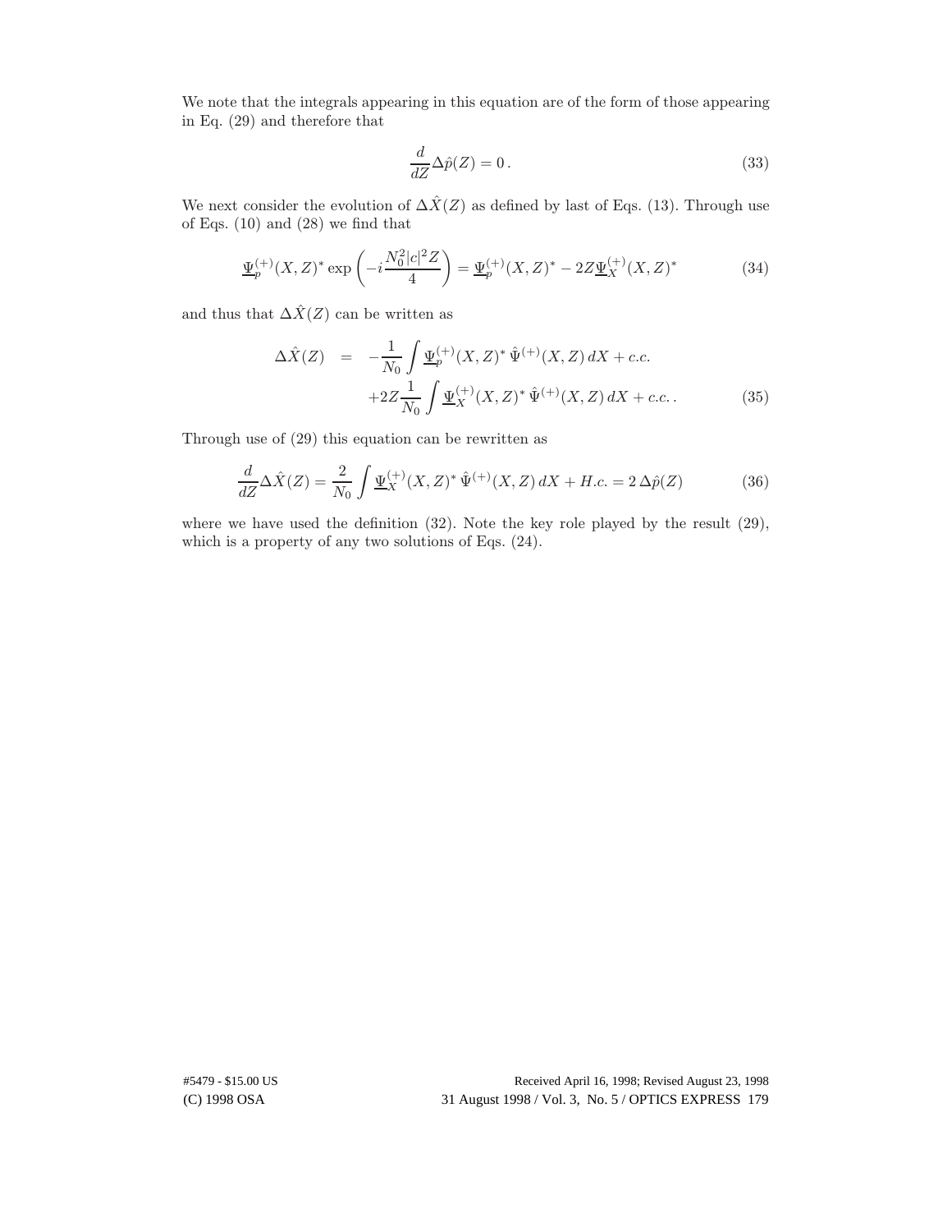We note that the integrals appearing in this equation are of the form of those appearing in Eq. (29) and therefore that

$$\frac{d}{dZ}\Delta\hat{p}(Z) = 0\,. \tag{33}$$

We next consider the evolution of $\Delta\hat{X}(Z)$ as defined by last of Eqs. (13). Through use of Eqs. (10) and (28) we find that

$$\underline{\Psi}_p^{(+)}(X,Z)^* \exp\left(-i\frac{N_0^2|c|^2 Z}{4}\right) = \underline{\Psi}_p^{(+)}(X,Z)^* - 2Z\underline{\Psi}_X^{(+)}(X,Z)^* \tag{34}$$

and thus that $\Delta\hat{X}(Z)$ can be written as

$$\begin{aligned}\Delta\hat{X}(Z) \quad &= \quad -\frac{1}{N_0}\int \underline{\Psi}_p^{(+)}(X,Z)^*\, \hat{\Psi}^{(+)}(X,Z)\, dX + c.c. \\ &\quad +2Z\frac{1}{N_0}\int \underline{\Psi}_X^{(+)}(X,Z)^*\, \hat{\Psi}^{(+)}(X,Z)\, dX + c.c.\,.\end{aligned} \tag{35}$$

Through use of (29) this equation can be rewritten as

$$\frac{d}{dZ}\Delta\hat{X}(Z) = \frac{2}{N_0}\int \underline{\Psi}_X^{(+)}(X,Z)^*\, \hat{\Psi}^{(+)}(X,Z)\, dX + H.c. = 2\,\Delta\hat{p}(Z) \tag{36}$$

where we have used the definition (32). Note the key role played by the result (29), which is a property of any two solutions of Eqs. (24).